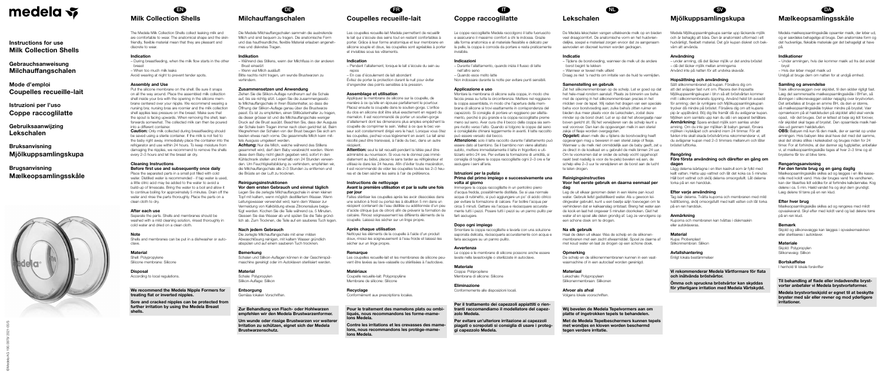# medela

**Instructions for use**
**Milk Collection Shells**

**Gebrauchsanweisung**
**Milchauffangschalen**

**Mode d'emploi**
**Coupelles recueille-lait**

**Istruzioni per l'uso**
**Coppe raccoglilatte**

**Gebruiksaanwijzing**
**Lekschalen**

**Bruksanvisning**
**Mjölkuppsamlingskupa**

**Brugsanvisning**
**Mælkeopsamlingsskåle**

## EN

## Milk Collection Shells

The Medela Milk Collection Shells collect leaking milk and are comfortable to wear. The anatomical shape and the skin-friendly, flexible material mean that they are pleasant and discrete to wear.

### Indication

– During breastfeeding, when the milk flow starts in the other breast
– When too much milk leaks

Avoid wearing at night to prevent tender spots.

### Assembly and Use

Put the silicone membrane on the shell. Be sure it snaps on all the way around. Place the assembled milk collection shell inside your bra with the opening in the silicone membrane centered over your nipple. We recommend wearing a nursing bra; nursing bras are roomier and the milk collection shell applies less pressure on the breast. Make sure that the spout is facing upwards. When removing the shell, lean forwards somewhat. The collected milk can then be poured into a different container.

**Caution:** Only milk collected during breastfeeding should be saved using a sterile container. If the milk is not fed to the baby right away, immediately place the container into the refrigerator and use within 24 hours. To keep moisture from damaging the nipples, we recommend to remove the shells every 2–3 hours and let the breast air dry.

### Cleaning Instructions

**Before first use and subsequently once daily**

Place the separated parts in a small pot filled with cold water. Distilled water is recommended - if tap water is used, a little citric acid may be added to the water to avoid a build-up of limescale. Bring the water to a boil and allow it to continue boiling for approximately 5 minutes. Drain off the water and rinse the parts thoroughly. Place the parts on a clean cloth to dry.

**After each use**

Separate the parts. Shells and membranes should be washed with a mild cleaning solution, rinsed thoroughly in cold water and dried on a clean cloth.

### Note

Shells and membranes can be put in a dishwasher or autoclave.

### Material

Shell: Polypropylene
Silicone membrane: Silicone

### Disposal

According to local regulations.

**We recommend the Medela Nipple Formers for treating flat or inverted nipples.**

**Sore and cracked nipples can be protected from further irritation by using the Medela Breast shells.**

## DE

## Milchauffangschalen

Die Medela Milchauffangschalen sammeln die austretende Milch und sind bequem zu tragen. Die anatomische Form und das hautfreundliche, flexible Material erlauben angenehmes und diskretes Tragen.

### Indikation

– Während des Stillens, wenn der Milchfluss in der anderen Brust einsetzt
– Wenn viel Milch ausläuft

Bitte nachts nicht tragen, um wunde Brustwarzen zu verhindern.

### Zusammensetzen und Anwendung

Ziehen Sie die Silikon-Auflage rundherum auf die Schale auf, bis sie richtig sitzt. Legen Sie die zusammengesetzte Milchauffangschale in Ihren Büstenhalter, so dass die Öffnung der Silikon-Auflage genau über die Brustwarze passt. Es ist zu empfehlen, einen Still-büstenhalter zu tragen, da dieser größer ist und die Milchauffangschale weniger Druck auf die Brust ausübt. Beachten Sie, dass der Ausguss der Schale beim Tragen immer nach oben gerichtet ist. Beim Wegnehmen der Schalen von der Brust beugen Sie sich am besten etwas nach vorne. Die gesammelte Milch kann mittels Ausguss umgeleert werden.

**Achtung:** Nur die Milch, welche während des Stillens gesammelt wird, darf dem Baby verabreicht werden. Wenn diese dem Baby nicht gleich gegeben wird, sofort in den Kühlschrank stellen und innerhalb von 24 Stunden verwenden. Um Feuchtigkeitsstauung zu vermeiden, empfehlen wir, die Milchauffangschale alle 2–3 Stunden zu entfernen und die Brüste an der Luft zu trocknen.

### Reinigungsinstruktionen

**Vor dem ersten Gebrauch und einmal täglich**

Legen Sie die zerlegte Milchauffangschale in einen kleinen Topf mit kaltem, wenn möglich destilliertem Wasser. Wenn Leitungswasser verwendet wird, kann dem Wasser zur Vermeidung von Kalkbildung etwas Zitronensäure beigefügt werden. Kochen Sie die Teile während ca. 5 Minuten. Giessen Sie das Wasser ab und spülen Sie die Teile gründlich ab. Zum Trocknen, die Teile auf ein sauberes Tuch legen.

**Nach jedem Gebrauch**

Die zerlegte Milchauffangschale mit einer milden Abwaschlösung reinigen, mit kaltem Wasser gründlich abspülen und auf einem sauberen Tuch trocknen.

### Bemerkung

Schalen und Silikon-Auflagen können in der Geschirrspülmaschine gereinigt oder im Autoklaven sterilisiert werden.

### Material

Schale: Polypropylen
Silikon-Auflage: Silikon

### Entsorgung

Gemäss lokalen Vorschriften.

**Zur Behandlung von Flach- oder Hohlwarzen empfehlen wir den Medela Brustwarzenformer.**

**Um wunde oder rissige Brustwarzen vor weiterer Irritation zu schützen, eignet sich der Medela Brustwarzenschutz.**

## FR

## Coupelles recueille-lait

Les coupelles recueille-lait Medela permettent de recueillir le lait qui s'écoule des seins tout en restant confortables à porter. Grâce à leur forme anatomique et leur membrane en silicone souple et doux, les coupelles sont agréables à porter et invisibles sous les vêtements.

### Indication

– Pendant l'allaitement, lorsque le lait s'écoule du sein au repos
– En cas d'écoulement de lait abondant

Evitez de porter la protection durant la nuit pour éviter d'engendrer des points sensibles à la pression.

### Assemblage et utilisation

Appliquez la membrane de silicone sur la coupelle, de manière à ce qu'elle en épouse parfaitement le pourtour. Placez ensuite la coupelle dans le soutien-gorge. L'orifice du côté en silicone doit être situé exactement en regard du mamelon. Il est recommandé de porter un soutien-gorge d'allaitement dont les dimensions plus amples empêchent la coupelle de comprimer le sein. Veillez à ce que le bec verseur soit constamment dirigé vers le haut. Lorsque vous ôtez les coupelles, penchez-vous légèrement en avant. Le lait ainsi récolté peut être transvasé, à l'aide du bec, dans un autre récipient.

**Attention:** seul le lait recueilli pendant la tétée peut être administré au nourrisson. Si vous ne le donnez pas immédiatement au bébé, placez-le sans tarder au réfrigérateur et utilisez-le dans les 24 heures. Afin d'éviter toute macération, il est recommandé de vider les coupelles toutes les 2–3 heures et de bien sécher les seins à l'air de préférence.

### Instructions de nettoyage

**Avant la première utilisation et par la suite une fois par jour**

Faites stériliser les coupelles après les avoir dissociées dans une solution à froid ou portez-les à ébullition 5 min dans un récipient contenant de l'eau distillée ou additionnée d'un peu d'acide citrique (jus de citron) afin de prévenir la formation de calcaire. Rincez soigneusement les différents éléments de la coupelle. Laissez-les sécher sur un linge propre.

**Après chaque utilisation**

Nettoyez les éléments de la coupelle à l'aide d'un produit doux, rincez-les soigneusement à l'eau froide et laissez-les sécher sur un linge propre.

### Remarque

Les coupelles recueille-lait et les membranes de silicone peuvent être lavées au lave-vaisselle ou stérilisées à l'autoclave.

### Matériaux

Coupelle recueille-lait: Polypropylène
Membrane de silicone: Silicone

### Recyclage

Conformément aux prescriptions locales.

**Pour le traitement des mamelons plats ou ombiliqués, nous recommandons les forme-mamelons Medela.**

**Contre les irritations et les crevasses des mamelons, nous recommandons les protège-mamelons Medela.**

## IT

## Coppe raccoglilatte

Le coppe raccoglilatte Medela raccolgono il latte fuoriuscito e assicurano il massimo comfort a chi le indossa. Grazie alla forma anatomica e al materiale flessibile e delicato per la pelle, la coppa è comoda da portare e resta praticamente invisibile.

### Indicazioni

– Durante l'allattamento, quando inizia il flusso di latte nell'altro seno
– Quando esce molto latte

Non indossare durante la notte per evitare punti sensibili.

### Applicazione e uso

Montare la membrana di silicone sulla coppa, in modo che faccia presa su tutta la circonferenza. Mettere nel reggiseno la coppa assemblata, in modo che l'apertura della membrana di silicone si trovi esattamente in corrispondenza del capezzolo. Si consiglia di portare un reggiseno per allattamento, perché è più grande e la coppa raccoglilatte preme meno sul seno. Aver cura che il becco della coppa sia sempre rivolto verso l'alto. Quando si tolgono le coppe dal seno è consigliabile chinarsi leggermente in avanti. Il latte raccolto può essere versato dal becco.

**Attenzione:** solo il latte raccolto durante l'allattamento può essere dato al bambino. Se il bambino non viene allattato subito, mettere immediatamente il latte in frigorifero e utilizzarlo entro 24 ore. Per evitare la formazione di umidità, si consiglia di togliere la coppa raccoglilatte ogni 2–3 ore e far asciugare i seni all'aria.

### Istruzioni per la pulizia

**Prima del primo impiego e successivamente una volta al giorno**

Immergere la coppa raccoglilatte in un pentolino pieno d'acqua fredda, possibilmente distillata. Se si usa normale acqua di rubinetto, si può aggiungere un po' di acido citrico per evitare la formazione di calcare. Far bollire l'acqua per circa 5 minuti. Gettare via l'acqua e risciacquare accuratamente tutti i pezzi. Posare tutti i pezzi su un panno pulito per farli asciugare.

**Dopo ogni impiego**

Smontare la coppa raccoglilatte e lavarla con una soluzione saponata delicata, risciacquarla accuratamente con acqua e farla asciugare su un panno pulito.

### Avvertenza

Le coppe e le membrane di silicone possono anche essere lavate nella lavastoviglie o sterilizzate in autoclave.

### Materiale

Coppa: Polipropilene
Membrana di silicone: Silicone

### Eliminazione

Conformemente alle disposizioni locali.

**Per il trattamento dei capezzoli appiattiti o rientranti raccomandiamo il modellatore del capezzolo Medela.**

**Per evitare un'ulteriore irritazione ai capezzoli piagati o screpolati si consiglia di usare i proteggi capezzolo Medela.**

## NL

## Lekschalen

De Medela lekschalen vangen uitlekkende melk op en bieden veel draagcomfort. De anatomische vorm en het huidvriendelijke, soepel e materiaal zorgen ervoor dat ze aangenaam aanvoelen en discreet kunnen worden gedragen.

### Indicatie

– Tijdens de borstvoeding, wanneer de melk uit de andere borst begint te lekken
– Wanneer er teveel melk uitlekt

Draag ze niet 's nachts om irritatie van de huid te vermijden.

### Samenstelling en gebruik

Zet het siliconenmembraan op de schelp. Let er goed op dat het hele-maal rondom aansluit. Plaats de binnenin uw beha met de opening in het siliconenmembraan precies in het midden over de tepel. Wij raden het dragen van een speciale beha voor borstvoeding aan; zulke beha's zitten ruimer en bieden dus meer plaats voor de lekschalen, zodat deze minder op de borst drukt. Let er op dat het afvoergaatje naar boven gericht zit. Bij het verwijderen van de schelp leunt u wat voorover. Dan kan de opgevangen melk in een steriel zakje of flesje worden overgegoten.

**Opgelet:** alleen melk die u tijdens de borstvoeding heeft opgevangen mag u bewaren in een steriel zakje of flesje. Wanneer u de melk niet onmiddellijk aan de baby geeft, zet u ze direct in de koelkast en u gebruikt de melk binnen 24 uur. Om te voorkomen dat er onder de schelp vocht opgehoopt raakt (wat nadelig is voor de te-pels) bevelen wij aan, de schelp elke 2–3 uur te verwijderen en de borst aan de lucht te laten drogen.

### Reinigingsinstructies

**Voor het eerste gebruik en daarna eenmaal per dag**

Leg de uit elkaar genomen delen in een kleine pan koud water. Gebruik liefst gedistilleerd water. Als u gewoon leidingwater gebruikt, kunt u een beetje azijn toevoegen om te verhinderen dat er kalkaanslag ontstaat. Breng het water aan de kook en laat het ongeveer 5 minuten doorkoken. Giet het water af en spoel alle delen grondig af. Leg ze vervolgens op een schone doek om te drogen.

**Na elk gebruik**

Haal de delen uit elkaar. Was de schelp en de siliconenmembranen met een zacht afwasmiddel. Spoel ze daarna af met koud water en laat ze drogen op een schone doek.

### Opmerking

De schelp en de siliconenmembranen kunnen in een vaatwasmachine of in een autoclaaf worden gereinigd.

### Materiaal

Lekschale: Polypropeen
Siliconenmembraan: Siliconen

### Afvoer als afval

Volgens lokale voorschriften.

**Wij bevelen de Medela Tepelvormers aan om platte of ingetrokken tepels te behandelen.**

**Met de Medela Tepelbeschermers kunnen tepels met wondjes en kloven worden beschermd tegen verdere irritatie.**

## SV

## Mjölkuppsamlingskupa

Medela Mjölkuppsamlingskupa samlar upp läckande mjölk och är behaglig att bära. Den är anatomiskt utformad i ett hudvänligt, flexibelt material. Det gör kupan diskret och bekväm att använda.

### Användning

– under amning, då det läcker mjölk ur det andra bröstet
– då det läcker mjölk mellan amningarna

Använd inte på natten för att undvika skavsår.

### Hopsättning och användning

Sätt silikonmembranet på kupan. Försäkra dig om att det snäpper fast runt om. Placera den ihopsatta Mjölkuppsamlingskupan i bh:n så att bröstvårtan kommer mitt i silikonmembranets öppning. Använd helst bh avsedd för amning; den är rymligare och Mjölkuppsamlingskupan trycker då mindre på bröstet. Försäkra dig om att kupans pip är uppåtvänd. Böj dig lite framåt då du avlägsnar kupan. Mjölken som samlats upp kan du slå i en separat behållare.

**Anmärkning:** Spara endast mjölk som samlas under amning. Om du inte ger mjölken åt babyn genast, förvara mjölken i kylskåpet och använd inom 24 timmar. För att fukten inte skall skada bröstvårtorna rekommenderar vi, att du avlägsnar kupan med 2–3 timmars mellanrum och låter bröstet lufttorka.

### Rengöring

**Före första användning och därefter en gång om dagen**

Lägg delarna isärtagna i en liten kastrull som är fylld med kallt vatten. Hälla upp vattnet och låt det koka ca 5 minuter. Häll bort vattnet och skölj delarna omsorgsfullt. Låt delarna torka på en ren handduk.

**Efter varje användning**

Tag isär delarna. Tvätta kuporna och membranen med mild tvättlösning, skölj omsorgsfullt med kallt vatten och låt torka på en ren handduk.

### Anmärkning

Kuporna och membranen kan tvättas i diskmaskin eller autoklaveras.

### Material

Kupa: Probenplast
Silikonmembran: Silikon

### Avfallshantering

Enligt lokala bestämmelser

**Vi rekommenderar Medela Vårtformare för flata och inåtvända bröstvårtor.**

**Ömma och spruckna bröstvårtor kan skyddas för ytterligare irritation med Medela Vårtskydd.**

## DA

## Mælkeopsamlingsskåle

Medela mælkeopsamlingsskåle opsamler mælk, der løber ud, og er særdeles behagelige at bruge. Den anatomiske form og det hudvenlige, fleksible materiale gør det behageligt at have på.

### Indikationer

– Under amningen, hvis der kommer mælk ud fra det andet bryst
– Hvis der løber meget mælk ud

Undgå at bruge dem om natten for at undgå ømhed.

### Samling og anvendelse

Træk silikonevæggen over skjoldet, til den sidder rigtigt fast. Læg det sammensatte mælkeopsamlingsskåle i BH'en, så åbningen i silikonevæggen sidder nøjagtig over brystvorten. Det anbefales at bruge en amme BH, da den er større, så mælkeopsamlingsskåle trykker mindre på brystet. Vær opmærksom på at hældetuden på skjoldet altid skal vende opad, når det bruges. Det er lettest at bøje sig lidt forover, når skjoldet skal tages af brystet. Den opsamlede mælk hældes ud gennem hældetuden.

**OBS:** Babyen må kun få den mælk, der er samlet op under amningen. Hvis babyen ikke skal have det med det samme, skal det straks stilles i køleskabet og bruges inden for 24 timer. For at forhindre, at der danner sig fugtpletter, anbefaler vi, at mælkeopsamlingsskåle tages af hver 2–3 time og at brysterne får lov at blive tørre.

### Rengøringsanvisning

**Før den første brug og en gang dagligt**

Mælkeopsamlingsskåle skilles ad og lægges i en lille kasserolle med koldt vand. Hvis der bruges vand fra vandhanen, kan der tilsættes lidt eddike for at forhindre kalkdannelse. Kog delene i ca. 5 min. Hæld vandet fra og skyl dem grundigt. Læg delene til tørre på en ren klud.

**Efter hver brug**

Mælkeopsamlingsskålene skilles ad og rengøres med mildt opvaskevand. Skyl efter med koldt vand og tød delene tørre på en ren klud.

### Bemærk

Skjold og silikonevægge kan lægges i opvaskemaskinen eller steriliseres i autoklave.

### Materiale

Skjold: Polypropylen
Silikonevæg: Silikon

### Bortskaffelse

I henhold til lokale forskrifter

**Til behandling af flade eller indadvendte brystvorter anbefaler vi Medela brystvorteformer.**

**Medela brystvorteskjold er egnet til at beskytte bryster med sår eller revner og mod yderligere irritationer.**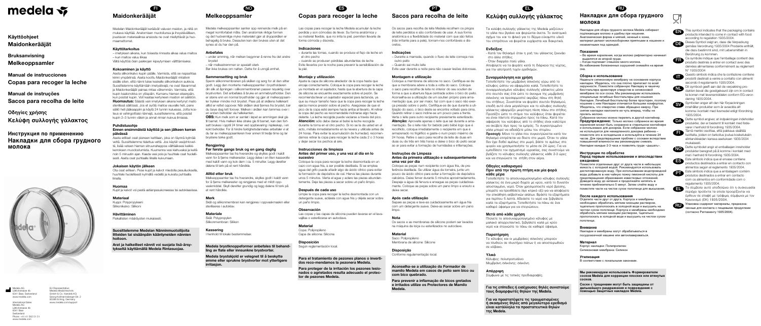# medela

**Käyttöohjeet**
**Maidonkerääjät**

**Bruksanvisning**
**Melkeoppsamler**

**Manual de instrucciones**
**Copas para recoger la leche**

**Manual de instruções**
**Sacos para recolha de leite**

**Οδηγίες χρήσης**
**Κελύφη συλλογής γάλακτος**

**Инструкция по применению**
**Накладки для сбора грудного молока**

## FI

# Maidonkerääjät

Medelan Maidonkerääjät keräävät valuvan maidon, ja niitä on mukava käyttää. Anatomisen muotoilunsa ja joustavan materiaalinsa ansiosta ne ovat miellyttävät ja huomaamattomat.

### Käyttötarkoitus

– imetyksen aikana, kun toisesta rinnasta alkaa valua maitoa
– kun maitoa valuu liikaa

Vältä käyttöä öisin rintojen kipeytymien välttämiseksi.

### Kokoaminen ja käyttö

Aseta silikoninkalvo kupin päälle. Varmista, että se napsahtaa kiinni ympärinsä. Aseta koottu Maidonkerääjä rintaliivin sisälle siten, että nänni tulee keskelle silikonikalvon aukkoa. Suosittelemme käyttämään imetysliivejä; ne ovat tilavammat ja Maidonkerääjä painaa rintaa vähemmän. Varmista, että kupin kaatonokka on ylöspäin. Kumarru hieman eteenpäin, kun poistat kupin. Voit kaataa kertyneen maidon eri säiliöön. **Huomautus:** Säästä vain imetyksen aikana kertynyt maito steriloituun säiliöön. Jos et syötä maitoa vauvalle heti, pane säiliö heti jääkaappiin ja käytä 24 tunnin kuluessa. Jotta kosteus ei vahingoittaisi nännejä, suosittelemme, että poistat kupin 2–3 tunnin välein ja annat rinnan kuivua ilmassa.

### Puhdistusohje

**Ennen ensimmäistä käyttöä ja sen jälkeen kerran päivässä**

Aseta erilliset osat pieneen kattilaan, joka on täynnä kylmää vettä. Suosittelemme tislattua vettä. Jos käytät vesijohtovettä, lisää veteen hieman sitruunahappoa välttääksesi kalkkikerroksen muodostumista. Kuumenna vesi kiehuvaksi ja keitä noin 5 minuutin ajan. Kaada vesi pois ja huuhtele osat huolellisesti. Aseta osat puhtaalle liinalle kuivumaan.

### Jokaisen käytön jälkeen

Ota osat erilleen. Pese kupit ja kalvot miedolla pesuliuoksella, huuhtele huolellisesti kylmällä vedellä ja kuivata puhtaalla liinalla.

### Huomaa

Kupit ja kalvot voi pestä astianpesukoneessa tai autoklaavissa.

### Materiaali

Kuppi: Polypropyleeni
Silikonikalvo: Silikoni

### Hävittäminen

Paikallisten määräysten mukaisesti.

**Suosittelemme Medelan Nänninmuotoilijoita litteiden tai sisäänpäin kääntyneiden nännien hoitoon.**

**Arat ja haljenneet nännit voi suojata lisä-ärsytykseltä käyttämällä Medela Rintasuojaa.**

## NO

# Melkeoppsamler

Medela melkeoppsamler samler opp rennende melk på en meget komfortabel måte. Den anatomisk riktige formen og det hudvennlige myke materialet gjør at dryppskålen er behagelig å bruke. Dessuten kan den brukes uten at det synes at du har den på.

### Anbefales

– under amming, når melken begynner å renne fra det andre brystet
– når melkestrømmen er spesielt sterk

Bør ikke brukes om natten. Dette for å unngå ømhet.

### Sammensetting og bruk

Spenn silikonmembranen på skålen og sørg for at den sitter godt. Legg den monterte melkeoppsamler i brystholderen din slik at åpningen i silikonmembranen passer nøyaktig over brystvorten. Det anbefales å bruke en ammebrystholder. Den er romsligere enn en normal brystholder og gjør at melkeoppsamler trykker mindre mot brystet. Pass på at skålens helletuit alltid er rettet oppover. Når skålen skal fjernes fra brystet, bør du bøye deg litt forover. Melken i skålen kan tømmes over i en annen beholder via helletuten.
**OBS:** Kun melk som er samlet i løpet av ammingen skal gis til barnet. Hvis melken ikke straks gis til barnet, kan den fortsatt brukes i opptil 24 timer ved oppbevaring i kjøleskap, i en kokt beholder. For å hindre fuktighetsdannelse anbefaler vi at du tar av melkeoppsamleren hver annen til tredje time og lar brystene tørke godt.

### Rengjøring

**Før første gangs bruk og en gang daglig**

Melkeoppsamler tas fra hverandre og skylles godt i kaldt vann for å fjerne melkerester. Legg delene i en liten kasserolle med kaldt vann og kok dem i ca. 5 minutter. Legg deretter delene til tørk på et rent håndkle.

**Alltid etter bruk**

Melkeoppsamler tas fra hverandre, skylles godt i kaldt vann for å fjerne melkerester og rengjøres med et mildt oppvaskmiddel. Skyll deretter grundig og legg delene til tørk på et rent håndkle.

### Merk

Skål og silikonmembran kan rengjøres i oppvaskmaskin eller steriliseres i autoklav.

### Materiale

Skål: Polypropylen
Silikonmembran: Silikon

### Kassering

I henhold til lokale bestemmelser.

**Medela brystknoppeformer anbefales til behandling av flate eller innsunkne brystvorter.**

**Medela brystskjold er velegnet til å beskytte ømme eller sprukne brystvorter mot ytterligere irritasjon.**

## ES

# Copas para recoger la leche

Las copas para recoger la leche Medela acumulan la leche perdida y son cómodas de llevar. Su forma anatómica y su material flexible, que no irrita la piel, permiten llevarla de forma cómoda y discreta.

### Indicaciones

– durante las tomas, cuando se produce el flujo de leche en el otro pecho
– cuando se producen pérdidas abundantes de leche

Evite llevarlas por la noche para prevenir la sensibilización de la piel.

### Montaje y utilización

Ajuste la capa de silicona alrededor de la copa hasta que encaje correctamente. Coloque la copa para recoger la leche ya montada en el sujetador, hasta que la abertura de la capa de silicona se encuentre exactamente sobre el pezón. Se recomienda llevar un sujetador especial para lactancia, ya que su mayor tamaño hace que la copa para recoger la leche ejerza menos presión sobre el pecho. Asegúrese de que el pico de la copa esté siempre hacia arriba al llevarla. Al retirar la copa del pecho se recomienda inclinarse algo hacia delante. La leche recogida puede vaciarse a través del pico. **Atención:** sólo debe darse al bebé la leche recogida durante la toma en el otro pecho. Si no se la da usted en el acto, métala inmediatamente en la nevera y utilícela antes de 24 horas. Para evitar la acumulación de humedad, recomendamos retirar la copa para recoger la leche cada 2 o 3 horas y dejar secar los pechos al aire.

### Instrucciones de limpieza

**Antes del primer uso, y una vez al día en lo sucesivo**

Coloque la copa para recoger la leche desmontada en un cazo con agua fría, a ser posible destilada. Si se emplea agua del grifo puede añadir algo de ácido cítrico para evitar la formación de depósitos de cal. Hierva las piezas durante unos 5 minutos. Vierta el agua y aclare las piezas abundantemente. Deje las piezas a secar sobre un paño limpio.

### Después de cada uso

Limpie la copa para recoger la leche desmontada con un detergente suave, aclárela con agua fría y déjela secar sobre un paño limpio.

### Observación

Las copas y las capas de silicona pueden lavarse en el lavavajillas o esterilizarse en autoclave.

### Material

Copa: Polipropileno
Capa de silicona: Silicona

### Disposición

Según reglamentación local.

**Para el tratamiento de pezones planos o invertidos recomendamos la pezonera Medela.**

**Para proteger de la irritación los pezones lesionados o agrietados resulta adecuado el protector de pezones Medela.**

## PT

# Sacos para recolha de leite

Os sacos para recolha de leite Medela recolhem os pingos de leite perdidos e são confortáveis de usar. A sua forma anatómica e a flexibilidade do material com que são feitos (não irritante para a pele), tornam-nos confortáveis e discretos.

### Indicações

– Durante a mamada, quando o fluxo de leite começa noutro peito
– Quando sai muito leite

Evite usar durante a noite para não causar lesões dolorosas.

### Montagem e utilização

Coloque a membrana de silicone no saco. Certifique-se de que a membrana adere a toda a volta do saco. Coloque o saco para recolha de leite no interior do seu soutien de forma a que a abertura fique centrada sobre o bico do peito. Aconselha-se a utilização de um soutien próprio para amamentação que, por ser maior, faz com que o saco não exerça pressão sobre o peito. Certifique-se de que durante a utilização do saco, o bico deste se encontra voltado para cima. Quando retirar o saco incline-se um pouco para a frente. Verta o leite para outro recipiente previamente esterilizado. **Atenção:** Aproveite apenas o leite que sai durante a amamentação. Se o leite não for bebido pelo bebé logo que é recolhido, coloque imediatamente o recipiente em que é armazenado no frigorífico e gaste-o num prazo máximo de 24 horas. Retire o saco para recolha de leite de duas em duas ou de três em três horas e deixe o bico do peito secar ao ar para evitar a formação de humidades e inflamações.

### Instruções de Limpeza

**Antes da primeira utilização e subsequentemente uma vez por dia**

Coloque as peças num recipiente com água fria, de preferência destilada. Se utilizar água da torneira, junte um pouco de ácido cítrico para evitar a formação de depósitos calcários. Deixe ferver durante 5 minutos aproximadamente. Despeje a água da fervura e enxague as peças cuidadosamente. Coloque as peças sobre um pano limpo e enxuto e deixe secar.

### Após cada utilização

Separe as peças e lave-as cuidadosamente em água fria com um detergente suave. Deixe-as secar sobre um pano limpo.

### Nota

Os sacos e as membranas de silicone podem ser lavados na máquina da loiça ou esterilizados no autoclave.

### Material

Saco: Polipropileno
Membrana de silicone: Silicone

### Disposição

Conforme regulamentação local.

**Aconselha-se a utilização do Formador de mamilo Medela em casos de peito sem bico ou com bico quebrado.**

**Para prevenir a inflamação de bicos gretados e irritados utilize os Protectores de Mamilo Medela.**

## EL

# Κελύφη συλλογής γάλακτος

Τα κελύφη συλλογής γάλακτος της Medela μαζεύουν το γάλα που βγαίνει και φοριούνται άνετα. Το ανατομικό σχήμα του και το φιλικό για το δέρμα εύκαμπτο υλικό του επιτρέπουν να φοριέται ευχάριστα και διακριτικά.

### Ενδείξεις

– Κατά τον θηλασμό όταν η ροή του γάλακτος ξεκινάει στο άλλο στήθος
– Όταν διαρρέει πολύ γάλα.

Αποφύγετε να τα φοράτε κατά τη διάρκεια της νύχτας, για την αποτροπή τυχόν ερεθισμών.

### Συναρμολόγηση και χρήση

Τοποθετήστε την μεμβράνη σιλικόνης γύρω από το κέλυφος ώστε να εφαρμόσει καλά. Τοποθετήστε το συναρμολογημένο κέλυφος συλλογής γάλακτος μέσα στο σουτιέν σας έτσι ώστε το άνοιγμα της μεμβράνης σιλικόνης να προσαρμοστεί ακριβώς πάνω στη θηλή του στήθους. Συνιστάται να φοράτε σουτιέν θηλασμού, επειδή αυτό είναι μεγαλύτερο και το κέλυφος συλλογής γάλακτος εφαρμόζει μικρότερη πίεση πάνω στο στήθος. Προσέξτε ώστε το στόμιο του κελύφους όταν φοριέται να είναι πάντοτε στραμμένο προς τα πάνω. Κατά την αφαίρεση του κελύφους από το στήθος είναι καλύτερο να σκύψετε λίγο προς τα εμπρός. Το συγκεντρωμένο γάλα μπορεί να αδειάζετε μέσω του στομίου.
**Προσοχή:** Μόνο το γάλα που συγκεντρώνεται κατά τον θηλασμό επιτρέπεται να δίνετε στο μωρό. Όταν το γάλα δεν έχει δοθεί αμέσως στο μωρό, βάλτε το αμέσως στο ψυγείο και χρησιμοποιήστε το μέσα σε 24 ώρες. Για να εμποδίσετε τον σχηματισμό υγρασίας, σας συνιστούμε να βγάζετε το κέλυφος συλλογής γάλακτος κάθε 2-3 ώρες και να στεγνώνετε τα στήθη στον αέρα.

### Οδηγίες καθαρισμού

**Πριν από την πρώτη χρήση και μία φορά κάθε μέρα**

Τοποθετήστε το αποσυναρμολογημένο κέλυφος συλλογής γάλακτος σε ένα μικρό δοχείο με κρύο, κατά το δυνατόν αποσταγμένο, νερό. Όταν χρησιμοποιείτε νερό βρύσης, μπορείτε να προσθέσετε λίγο κιτρικό οξύ για να αποφύγετε την επικάθιση αλάτων. Βράστε τα εξαρτήματα για περίπου 5 λεπτά. Αδειάστε το νερό και ξεβγάλτε καλά τα εξαρτήματα. Τοποθετήστε τα πάνω σε ένα καθαρό ύφασμα για να στεγνώσουν.

### Μετά από κάθε χρήση

Πλύνετε το αποσυναρμολογημένο κέλυφος με μαλακό απορρυπαντικό, ξεβγάλετε καλά με κρύο νερό και στεγνώστε το πάνω σε καθαρό ύφασμα.

### Παρατήρηση

Τα κέλυφος και οι μεμβράνες σιλικόνης μπορούν να πλυθούν σε πλυντήριο πιάτων ή να αποστειρωθούν σε κλίβανο.

### Υλικό

Κέλυφος: πολυπροπυλένιο
Μεμβράνη σιλικόνης: σιλικόνη

### Απόρριψη

Σύμφωνα με τις τοπικές προδιαγραφές.

**Για τις επίπεδες ή εισέχουσες θηλές συνιστούμε τους διαμορφωτές θηλών της Medela.**

**Για να προστατέψετε τις τραυματισμένες ή σκασμένες θηλές από μεγαλύτερο ερεθισμό είναι κατάλληλα τα προστατευτικά θηλών της Medela.**

## RU

# Накладки для сбора грудного молока

Накладки для сбора грудного молока Medela собирают подтекающее молоко и удобны при ношении. Анатомическая форма и мягкий, нежный к коже, материал делают молокосборники приятными в ношении и незаметными под одеждой.

### Показания

– Во время кормления, когда молоко рефлекторно начинает выделяться из второй груди.
– Когда подтекает слишком много молока.

Во избежание болезненных ощущений снимайте на время сна.

### Сборка и использование

Наденьте силиконовую мембрану на основание корпуса накладки. Убедитесь, что она плотно прилегает по всей окружности. Поместите собранную Накладку в чашечку бюстгальтера ориентируя отверстие в силиконовой мембране по оси соска. Мы рекомендуем использовать специальные лечебные бюстгальтеры для ношения Накладки. Лечебный бюстгальтер более просторен, поэтому ношение с ним Накладки отличается большим комфортом. Убедитесь, что отверстие слива обращено кверху. При снятии накладки наклоните ее чуть вперед, чтобы не пролить молоко.
Собранное молоко можно перелить в другой контейнер.
**Предупреждение:** Только молоко собранное во время кормления может быть сохранено в стерильном контейнере и использовано для докорма. Если собранное молоко не используется для немедленного докорма ребенка – поместите его в холодильник и используйте в течение 24 часов. Для предотвращения проблем с сосками вследствие повышенной влажности мы рекомендуем снимать Накладки каждые 2-3 часа и позволять груди «дышать».

### Инструкции по обработке

**Перед первым использованием и впоследствии ежедневно**

Поместите отделенные друг от друга части в небольшую емкость с холодной водой. Рекомендуется использовать дистиллированную воду. При использовании водопроводной воды добавьте в нее немного лимонной кислоты для предотвращения образования известковых отложений. Доведите воду до кипения и продолжайте кипятить в течение приблизительно 5 минут. Затем слейте воду и поместите части на чистое сухое полотенце для высыхания.

### После каждого использования

Отделите части друг от друга. Корпуса и мембраны необходимо обработать мягким моющим раствором, тщательно прополоскать в холодной воде и высушить на чистом сухом полотенце.

### Внимание

Накладки и мембраны могут обрабатываться в посудомоечной машине или автоклавироваться.

### Материал

Корпус накладки: Полипропилен
Силиконовая мембрана: Силикон

### Утилизация

В соответствии с локальными законами.

**Мы рекомендуем использовать Формирователи сосков Medela для коррекции плоских или втянутых сосков.**

**Соски с трещинами могут быть защищены от дальнейшего раздражения и повреждения с помощью Защитных накладок Medela.**

---

**EN** This symbol indicates that the packaging contains products intended to come in contact with food according to regulation 1935/2004.

**DE** Dieses Symbol zeigt an, dass die Verpackung gemäss Verordnung 1935/2004 Produkte enthält, die dazu bestimmt sind, mit Lebensmitteln in Berührung zu kommen.

**FR** Ce symbole indique que l'emballage contient des produits destinés à entrer en contact avec des denrées alimentaires conformément au règlement N° 1935/2004.

**IT** Questo simbolo indica che la confezione contiene prodotti destinati a venire a contatto con alimenti secondo il regolamento 1935/2004.

**NL** Dit symbool geeft aan dat de verpakking producten bevat die geschikt zijn om in contact te komen met levensmiddelen conform EG-verordening 1935/2004.

**SV** Symbolen anger att den här förpackningen innehåller produkter som är avsedda att komma i kontakt med livsmedel enligt förordning 1935/2004.

**DA** Dette symbol angiver, at indpakningen indeholder produkter, der er beregnet til kontakt med fødevarer i henhold til forordning 1935/2004.

**FI** Tämä merkki osoittaa, että pakkaus sisältää tuotteita, jotka on tarkoitus joutua kosketuksiin elintarvikkeiden kanssa asetuksen 1935/2004 mukaisesti.

**NO** Dette symbolet angir at emballasjen inneholder produkter beregnet på å komme i kontakt med mat i henhold til forordning 1935/2004.

**ES** Este símbolo indica que el envase contiene productos destinados a entrar en contacto con alimentos según el reglamento 1935/2004.

**PT** Este símbolo indica que a embalagem contém produtos destinados a entrar em contacto com os alimentos em conformidade com o regulamento 1935/2004.

**EL** Το σύμβολο αυτό υποδηλώνει ότι η συσκευασία περιέχει προϊόντα τα οποία προορίζονται να έρθουν σε επαφή με τρόφιμα, σύμφωνα με τον Κανονισμό (ΕΚ) 1935/2004.

**RU** Упаковка содержит материалы, предназначенные для контакта с пищевыми продуктами (согласно Регламенту 1935/2004).

---

Medela AG
Lättichstrasse 4b
6341 Baar, Switzerland
www.medela.com

International Sales
Medela AG
Lättichstrasse 4b
6341 Baar
Switzerland
Phone +41 41 562 51 51
www.medela.com

EU Representative:
Medela Medizintechnik
GmbH & Co. Handels KG
Georg-Kollmannsberger-Str. 2
85386 Eching, Germany
www.medela.com/support